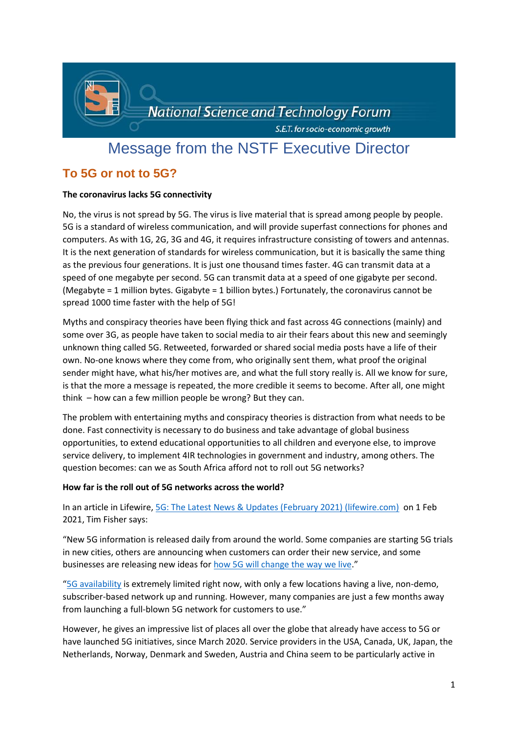# Message from the NSTF Executive Director

## To 5G or not to 5G?

**The coronavirus lacks 5G connectivity**

No, the virus is not spread by 5G. The virus is live material that is spread among people by people. 5G is a standard of wireless communication, and will provide superfast connections for phones and computers. As with 1G, 2G, 3G and 4G, it requires infrastructure consisting of towers and antennas. It is the next generation of standards for wireless communication, but it is basically the same thing as the previous four generations. It is just one thousand times faster. 4G can transmit data at a speed of one megabyte per second. 5G can transmit data at a speed of one gigabyte per second. (Megabyte = 1 million bytes. Gigabyte = 1 billion bytes.) Fortunately, the coronavirus cannot be spread 1000 time faster with the help of 5G!

Myths and conspiracy theories have been flying thick and fast across 4G connections (mainly) and some over 3G, as people have taken to social media to air their fears about this new and seemingly unknown thing called 5G. Retweeted, forwarded or shared social media posts have a life of their own. No-one knows where they come from, who originally sent them, what proof the original sender might have, what his/her motives are, and what the full story really is. All we know for sure, is that the more a message is repeated, the more credible it seems to become. After all, one might think – how can a few million people be wrong? But they can.

The problem with entertaining myths and conspiracy theories is distraction from what needs to be done. Fast connectivity is necessary to do business and take advantage of global business opportunities, to extend educational opportunities to all children and everyone else, to improve service delivery, to implement 4IR technologies in government and industry, among others. The question becomes: can we as South Africa afford not to roll out 5G networks?

**How far is the roll out of 5G networks across the world?**

In an article in Lifewire, [5G: The Latest News & Updates (February 2021) (lifewire.com)] on 1 Feb 2021, Tim Fisher says:

"New 5G information is released daily from around the world. Some companies are starting 5G trials in new cities, others are announcing when customers can order their new service, and some businesses are releasing new ideas for how 5G will change the way we live."

"5G availability is extremely limited right now, with only a few locations having a live, non-demo, subscriber-based network up and running. However, many companies are just a few months away from launching a full-blown 5G network for customers to use."

However, he gives an impressive list of places all over the globe that already have access to 5G or have launched 5G initiatives, since March 2020. Service providers in the USA, Canada, UK, Japan, the Netherlands, Norway, Denmark and Sweden, Austria and China seem to be particularly active in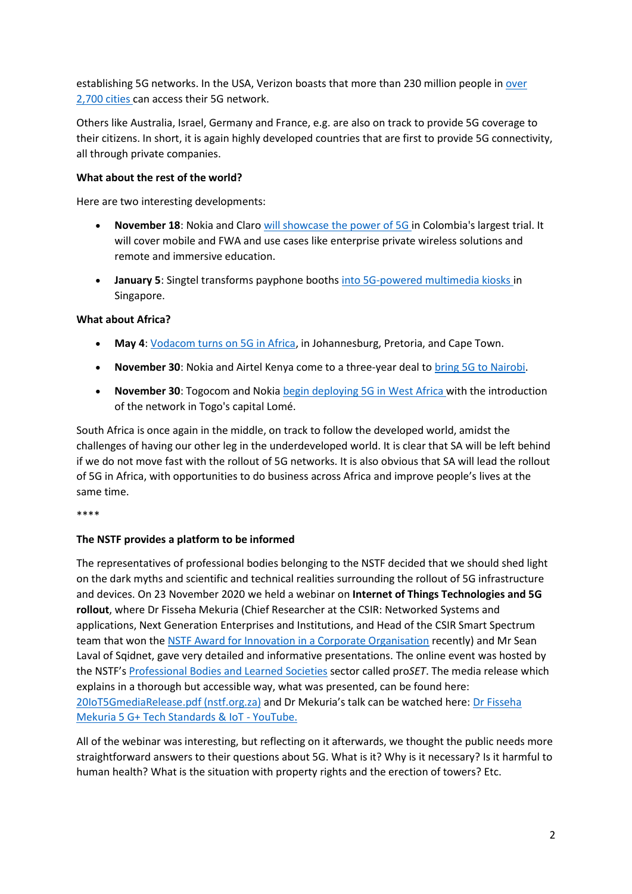establishing 5G networks. In the USA, Verizon boasts that more than 230 million people in [over 2,700 cities](#) can access their 5G network.

Others like Australia, Israel, Germany and France, e.g. are also on track to provide 5G coverage to their citizens. In short, it is again highly developed countries that are first to provide 5G connectivity, all through private companies.

**What about the rest of the world?**

Here are two interesting developments:

- **November 18**: Nokia and Claro [will showcase the power of 5G](#) in Colombia's largest trial. It will cover mobile and FWA and use cases like enterprise private wireless solutions and remote and immersive education.
- **January 5**: Singtel transforms payphone booths [into 5G-powered multimedia kiosks](#) in Singapore.

**What about Africa?**

- **May 4**: [Vodacom turns on 5G in Africa](#), in Johannesburg, Pretoria, and Cape Town.
- **November 30**: Nokia and Airtel Kenya come to a three-year deal to [bring 5G to Nairobi](#).
- **November 30**: Togocom and Nokia [begin deploying 5G in West Africa](#) with the introduction of the network in Togo's capital Lomé.

South Africa is once again in the middle, on track to follow the developed world, amidst the challenges of having our other leg in the underdeveloped world. It is clear that SA will be left behind if we do not move fast with the rollout of 5G networks. It is also obvious that SA will lead the rollout of 5G in Africa, with opportunities to do business across Africa and improve people's lives at the same time.

****

**The NSTF provides a platform to be informed**

The representatives of professional bodies belonging to the NSTF decided that we should shed light on the dark myths and scientific and technical realities surrounding the rollout of 5G infrastructure and devices. On 23 November 2020 we held a webinar on **Internet of Things Technologies and 5G rollout**, where Dr Fisseha Mekuria (Chief Researcher at the CSIR: Networked Systems and applications, Next Generation Enterprises and Institutions, and Head of the CSIR Smart Spectrum team that won the [NSTF Award for Innovation in a Corporate Organisation](#) recently) and Mr Sean Laval of Sqidnet, gave very detailed and informative presentations. The online event was hosted by the NSTF's [Professional Bodies and Learned Societies](#) sector called pro*SET*. The media release which explains in a thorough but accessible way, what was presented, can be found here: [20IoT5GmediaRelease.pdf (nstf.org.za)](#) and Dr Mekuria's talk can be watched here: [Dr Fisseha Mekuria 5 G+ Tech Standards & IoT - YouTube.](#)

All of the webinar was interesting, but reflecting on it afterwards, we thought the public needs more straightforward answers to their questions about 5G. What is it? Why is it necessary? Is it harmful to human health? What is the situation with property rights and the erection of towers? Etc.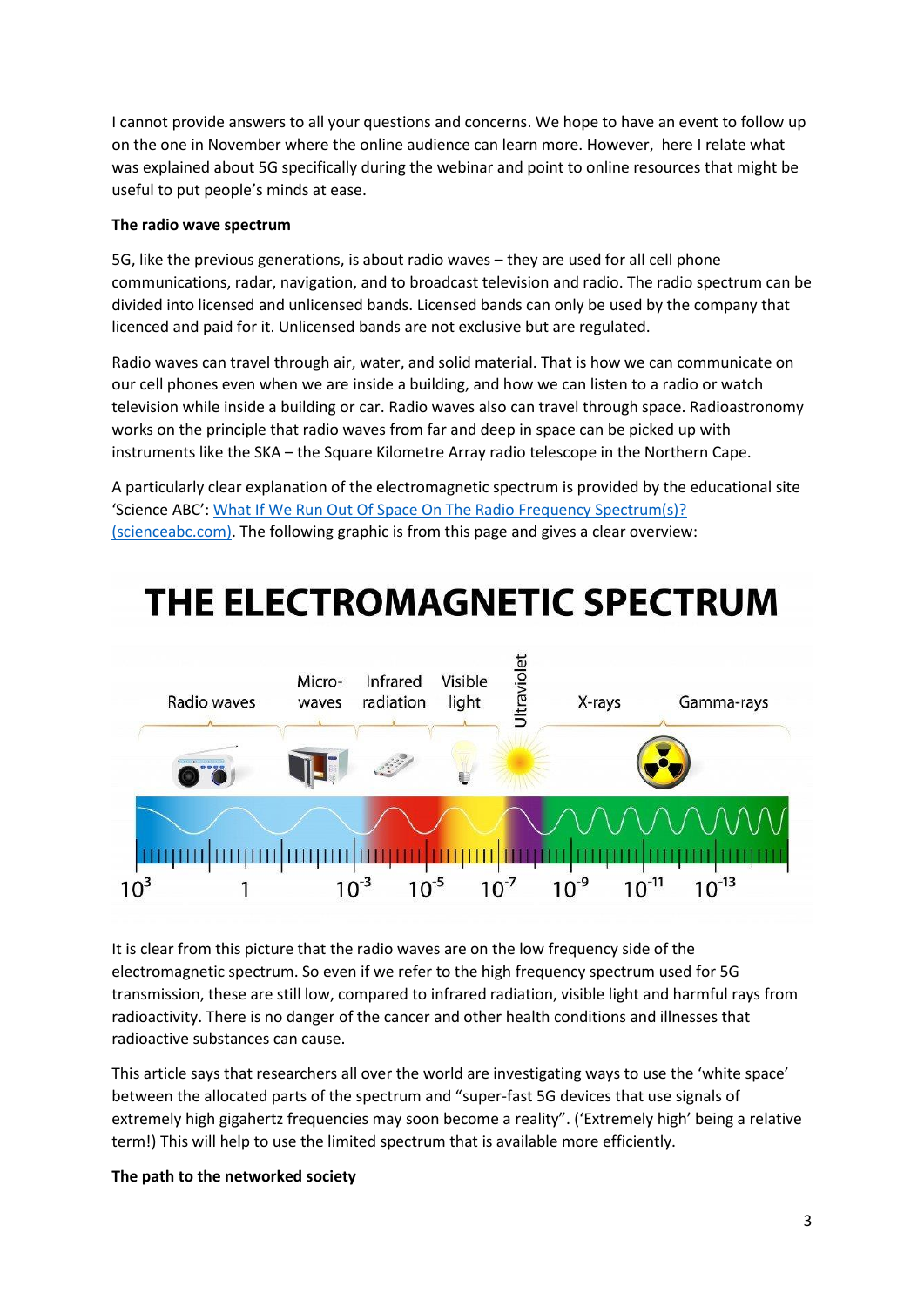I cannot provide answers to all your questions and concerns. We hope to have an event to follow up on the one in November where the online audience can learn more. However, here I relate what was explained about 5G specifically during the webinar and point to online resources that might be useful to put people's minds at ease.

**The radio wave spectrum**

5G, like the previous generations, is about radio waves – they are used for all cell phone communications, radar, navigation, and to broadcast television and radio. The radio spectrum can be divided into licensed and unlicensed bands. Licensed bands can only be used by the company that licenced and paid for it. Unlicensed bands are not exclusive but are regulated.

Radio waves can travel through air, water, and solid material. That is how we can communicate on our cell phones even when we are inside a building, and how we can listen to a radio or watch television while inside a building or car. Radio waves also can travel through space. Radioastronomy works on the principle that radio waves from far and deep in space can be picked up with instruments like the SKA – the Square Kilometre Array radio telescope in the Northern Cape.

A particularly clear explanation of the electromagnetic spectrum is provided by the educational site 'Science ABC': [What If We Run Out Of Space On The Radio Frequency Spectrum(s)? (scienceabc.com)](scienceabc.com). The following graphic is from this page and gives a clear overview:

It is clear from this picture that the radio waves are on the low frequency side of the electromagnetic spectrum. So even if we refer to the high frequency spectrum used for 5G transmission, these are still low, compared to infrared radiation, visible light and harmful rays from radioactivity. There is no danger of the cancer and other health conditions and illnesses that radioactive substances can cause.

This article says that researchers all over the world are investigating ways to use the 'white space' between the allocated parts of the spectrum and "super-fast 5G devices that use signals of extremely high gigahertz frequencies may soon become a reality". ('Extremely high' being a relative term!) This will help to use the limited spectrum that is available more efficiently.

**The path to the networked society**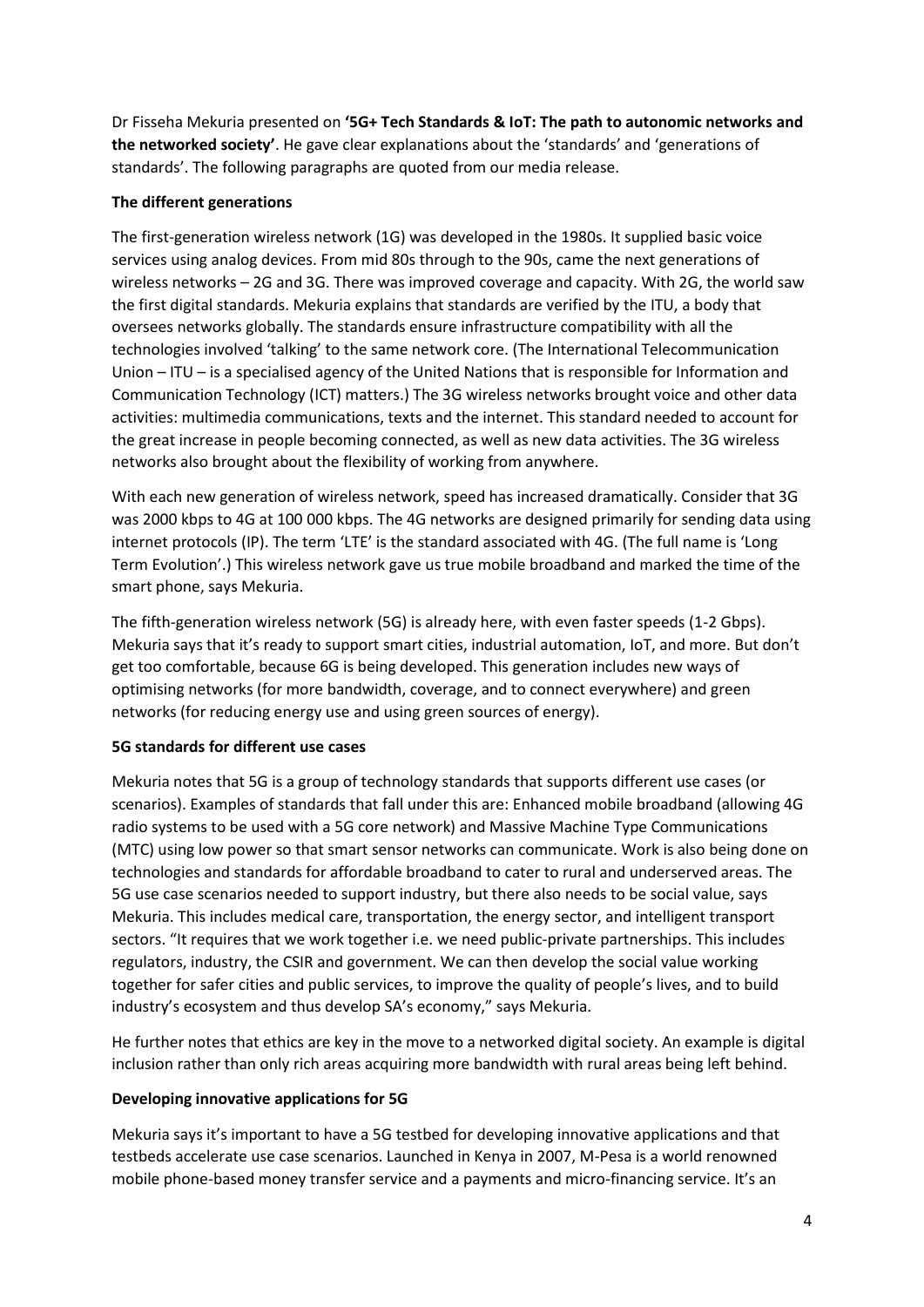Dr Fisseha Mekuria presented on **'5G+ Tech Standards & IoT: The path to autonomic networks and the networked society'**. He gave clear explanations about the 'standards' and 'generations of standards'. The following paragraphs are quoted from our media release.

**The different generations**

The first-generation wireless network (1G) was developed in the 1980s. It supplied basic voice services using analog devices. From mid 80s through to the 90s, came the next generations of wireless networks – 2G and 3G. There was improved coverage and capacity. With 2G, the world saw the first digital standards. Mekuria explains that standards are verified by the ITU, a body that oversees networks globally. The standards ensure infrastructure compatibility with all the technologies involved 'talking' to the same network core. (The International Telecommunication Union – ITU – is a specialised agency of the United Nations that is responsible for Information and Communication Technology (ICT) matters.) The 3G wireless networks brought voice and other data activities: multimedia communications, texts and the internet. This standard needed to account for the great increase in people becoming connected, as well as new data activities. The 3G wireless networks also brought about the flexibility of working from anywhere.

With each new generation of wireless network, speed has increased dramatically. Consider that 3G was 2000 kbps to 4G at 100 000 kbps. The 4G networks are designed primarily for sending data using internet protocols (IP). The term 'LTE' is the standard associated with 4G. (The full name is 'Long Term Evolution'.) This wireless network gave us true mobile broadband and marked the time of the smart phone, says Mekuria.

The fifth-generation wireless network (5G) is already here, with even faster speeds (1-2 Gbps). Mekuria says that it's ready to support smart cities, industrial automation, IoT, and more. But don't get too comfortable, because 6G is being developed. This generation includes new ways of optimising networks (for more bandwidth, coverage, and to connect everywhere) and green networks (for reducing energy use and using green sources of energy).

**5G standards for different use cases**

Mekuria notes that 5G is a group of technology standards that supports different use cases (or scenarios). Examples of standards that fall under this are: Enhanced mobile broadband (allowing 4G radio systems to be used with a 5G core network) and Massive Machine Type Communications (MTC) using low power so that smart sensor networks can communicate. Work is also being done on technologies and standards for affordable broadband to cater to rural and underserved areas. The 5G use case scenarios needed to support industry, but there also needs to be social value, says Mekuria. This includes medical care, transportation, the energy sector, and intelligent transport sectors. "It requires that we work together i.e. we need public-private partnerships. This includes regulators, industry, the CSIR and government. We can then develop the social value working together for safer cities and public services, to improve the quality of people's lives, and to build industry's ecosystem and thus develop SA's economy," says Mekuria.

He further notes that ethics are key in the move to a networked digital society. An example is digital inclusion rather than only rich areas acquiring more bandwidth with rural areas being left behind.

**Developing innovative applications for 5G**

Mekuria says it's important to have a 5G testbed for developing innovative applications and that testbeds accelerate use case scenarios. Launched in Kenya in 2007, M-Pesa is a world renowned mobile phone-based money transfer service and a payments and micro-financing service. It's an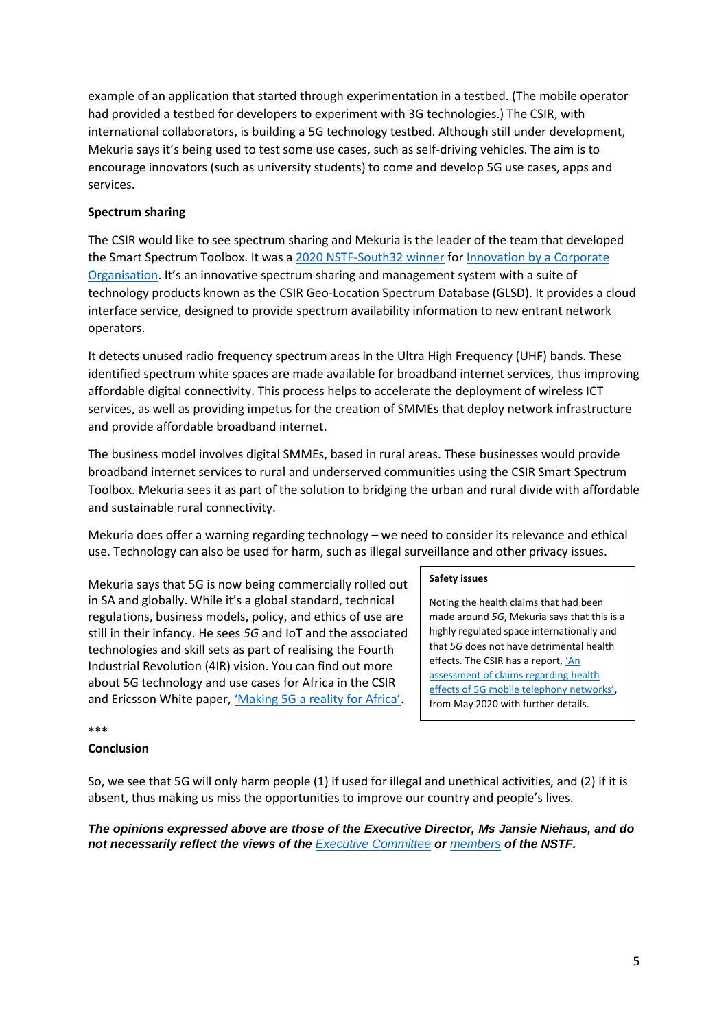example of an application that started through experimentation in a testbed. (The mobile operator had provided a testbed for developers to experiment with 3G technologies.) The CSIR, with international collaborators, is building a 5G technology testbed. Although still under development, Mekuria says it's being used to test some use cases, such as self-driving vehicles. The aim is to encourage innovators (such as university students) to come and develop 5G use cases, apps and services.

**Spectrum sharing**

The CSIR would like to see spectrum sharing and Mekuria is the leader of the team that developed the Smart Spectrum Toolbox. It was a 2020 NSTF-South32 winner for Innovation by a Corporate Organisation. It's an innovative spectrum sharing and management system with a suite of technology products known as the CSIR Geo-Location Spectrum Database (GLSD). It provides a cloud interface service, designed to provide spectrum availability information to new entrant network operators.

It detects unused radio frequency spectrum areas in the Ultra High Frequency (UHF) bands. These identified spectrum white spaces are made available for broadband internet services, thus improving affordable digital connectivity. This process helps to accelerate the deployment of wireless ICT services, as well as providing impetus for the creation of SMMEs that deploy network infrastructure and provide affordable broadband internet.

The business model involves digital SMMEs, based in rural areas. These businesses would provide broadband internet services to rural and underserved communities using the CSIR Smart Spectrum Toolbox. Mekuria sees it as part of the solution to bridging the urban and rural divide with affordable and sustainable rural connectivity.

Mekuria does offer a warning regarding technology – we need to consider its relevance and ethical use. Technology can also be used for harm, such as illegal surveillance and other privacy issues.

Mekuria says that 5G is now being commercially rolled out in SA and globally. While it's a global standard, technical regulations, business models, policy, and ethics of use are still in their infancy. He sees *5G* and IoT and the associated technologies and skill sets as part of realising the Fourth Industrial Revolution (4IR) vision. You can find out more about 5G technology and use cases for Africa in the CSIR and Ericsson White paper, 'Making 5G a reality for Africa'.

**Safety issues**

Noting the health claims that had been made around *5G*, Mekuria says that this is a highly regulated space internationally and that *5G* does not have detrimental health effects. The CSIR has a report, 'An assessment of claims regarding health effects of 5G mobile telephony networks', from May 2020 with further details.

***

**Conclusion**

So, we see that 5G will only harm people (1) if used for illegal and unethical activities, and (2) if it is absent, thus making us miss the opportunities to improve our country and people's lives.

***The opinions expressed above are those of the Executive Director, Ms Jansie Niehaus, and do not necessarily reflect the views of the Executive Committee or members of the NSTF.***